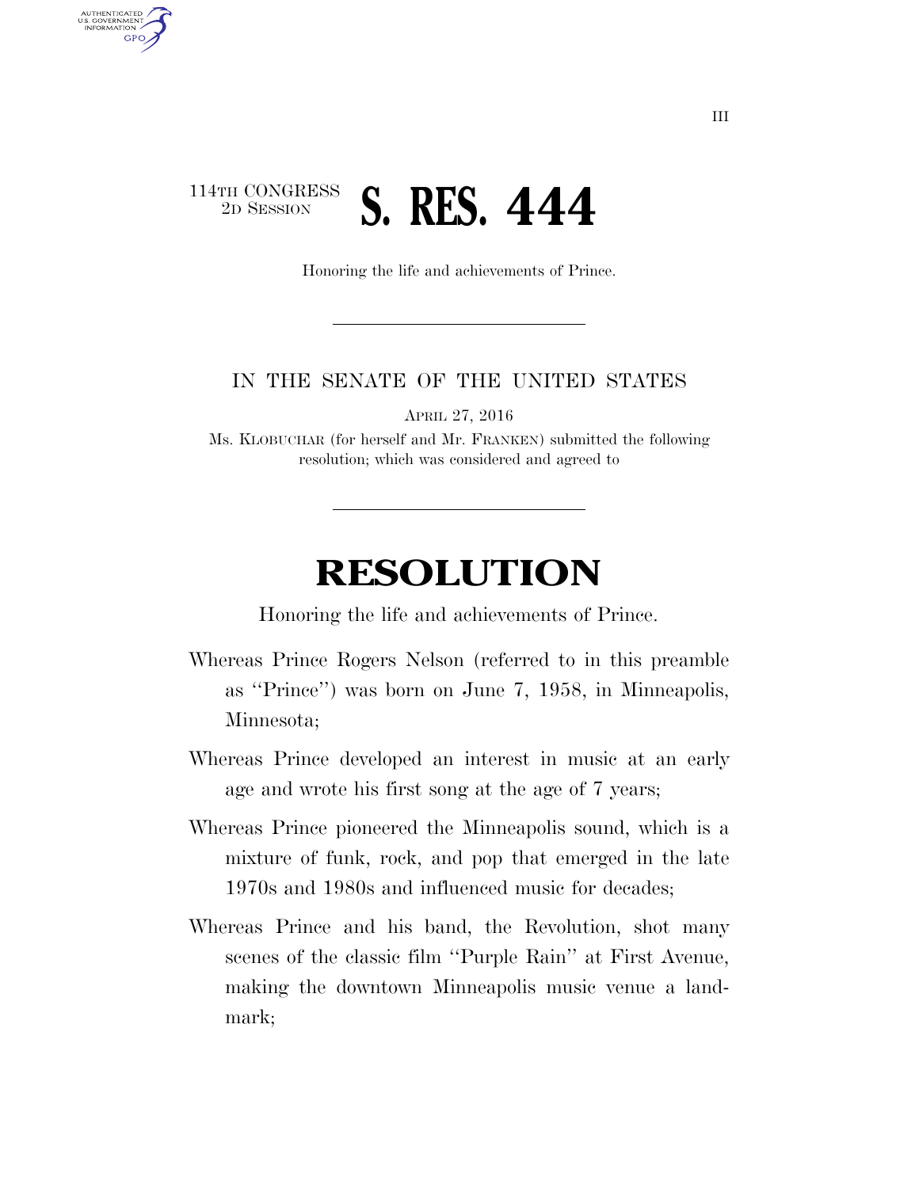114TH CONGRESS
2D SESSION

# S. RES. 444

Honoring the life and achievements of Prince.

IN THE SENATE OF THE UNITED STATES

APRIL 27, 2016

Ms. KLOBUCHAR (for herself and Mr. FRANKEN) submitted the following resolution; which was considered and agreed to

# RESOLUTION

Honoring the life and achievements of Prince.

Whereas Prince Rogers Nelson (referred to in this preamble as "Prince") was born on June 7, 1958, in Minneapolis, Minnesota;

Whereas Prince developed an interest in music at an early age and wrote his first song at the age of 7 years;

Whereas Prince pioneered the Minneapolis sound, which is a mixture of funk, rock, and pop that emerged in the late 1970s and 1980s and influenced music for decades;

Whereas Prince and his band, the Revolution, shot many scenes of the classic film "Purple Rain" at First Avenue, making the downtown Minneapolis music venue a landmark;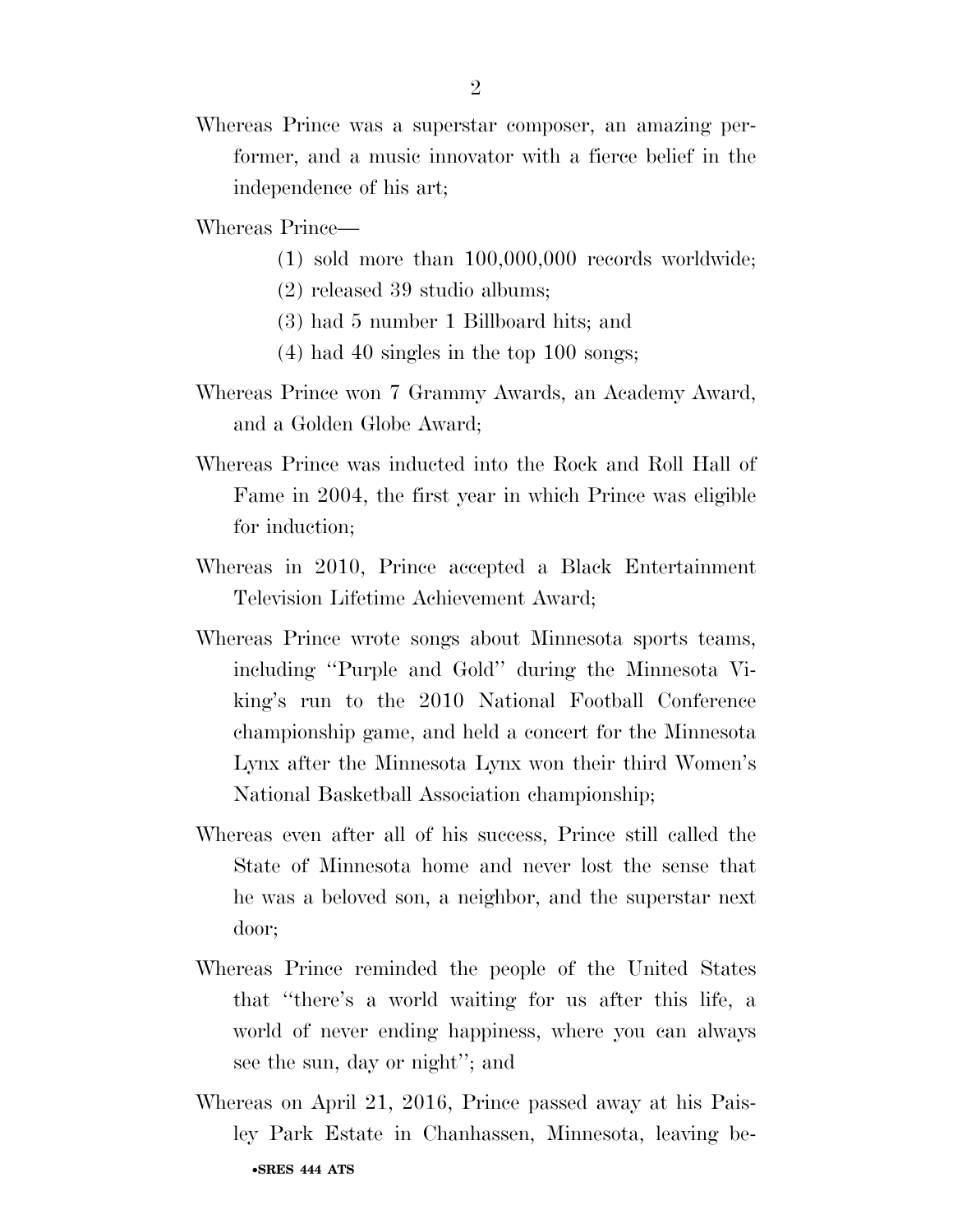Whereas Prince was a superstar composer, an amazing performer, and a music innovator with a fierce belief in the independence of his art;

Whereas Prince—

(1) sold more than 100,000,000 records worldwide;

(2) released 39 studio albums;

(3) had 5 number 1 Billboard hits; and

(4) had 40 singles in the top 100 songs;

Whereas Prince won 7 Grammy Awards, an Academy Award, and a Golden Globe Award;

Whereas Prince was inducted into the Rock and Roll Hall of Fame in 2004, the first year in which Prince was eligible for induction;

Whereas in 2010, Prince accepted a Black Entertainment Television Lifetime Achievement Award;

Whereas Prince wrote songs about Minnesota sports teams, including ''Purple and Gold'' during the Minnesota Viking's run to the 2010 National Football Conference championship game, and held a concert for the Minnesota Lynx after the Minnesota Lynx won their third Women's National Basketball Association championship;

Whereas even after all of his success, Prince still called the State of Minnesota home and never lost the sense that he was a beloved son, a neighbor, and the superstar next door;

Whereas Prince reminded the people of the United States that ''there's a world waiting for us after this life, a world of never ending happiness, where you can always see the sun, day or night''; and

Whereas on April 21, 2016, Prince passed away at his Paisley Park Estate in Chanhassen, Minnesota, leaving be-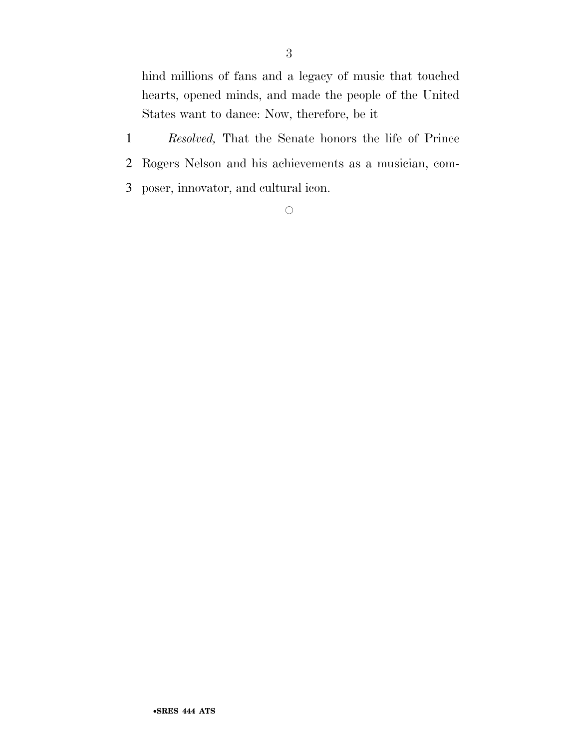hind millions of fans and a legacy of music that touched hearts, opened minds, and made the people of the United States want to dance: Now, therefore, be it

1 *Resolved,* That the Senate honors the life of Prince
2 Rogers Nelson and his achievements as a musician, com-
3 poser, innovator, and cultural icon.

○